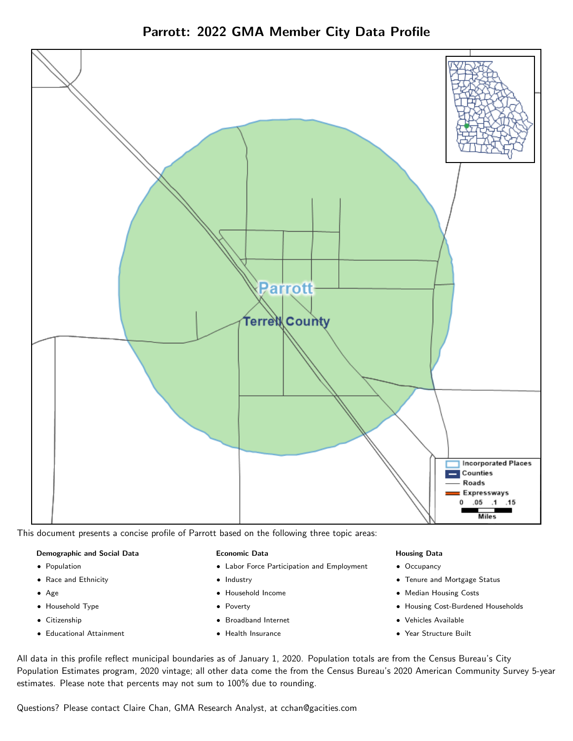# Parrott: 2022 GMA Member City Data Profile

This document presents a concise profile of Parrott based on the following three topic areas:

**Demographic and Social Data**

- Population
- Race and Ethnicity
- Age
- Household Type
- Citizenship
- Educational Attainment

**Economic Data**

- Labor Force Participation and Employment
- Industry
- Household Income
- Poverty
- Broadband Internet
- Health Insurance

**Housing Data**

- Occupancy
- Tenure and Mortgage Status
- Median Housing Costs
- Housing Cost-Burdened Households
- Vehicles Available
- Year Structure Built

All data in this profile reflect municipal boundaries as of January 1, 2020. Population totals are from the Census Bureau's City Population Estimates program, 2020 vintage; all other data come the from the Census Bureau's 2020 American Community Survey 5-year estimates. Please note that percents may not sum to 100% due to rounding.

Questions? Please contact Claire Chan, GMA Research Analyst, at cchan@gacities.com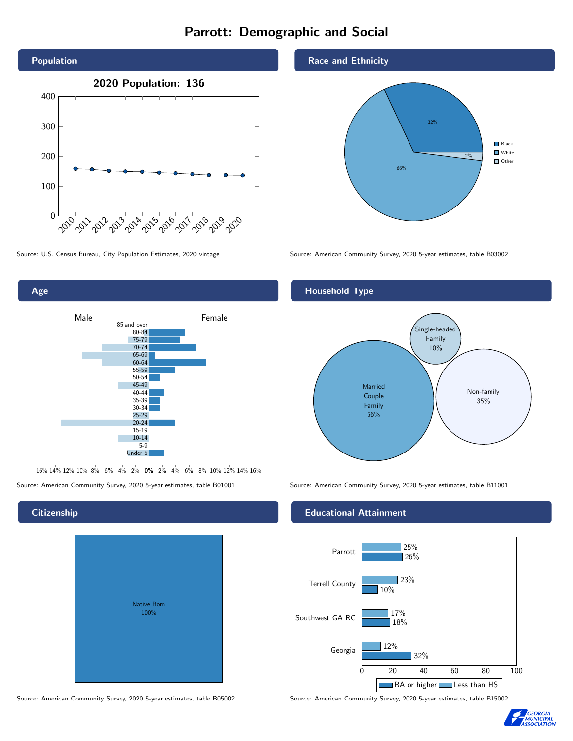# Parrott: Demographic and Social

## Population

**2020 Population: 136**

Source: U.S. Census Bureau, City Population Estimates, 2020 vintage

## Race and Ethnicity

| Race | Percent |
| --- | --- |
| Black | 32% |
| White | 66% |
| Other | 2% |

Source: American Community Survey, 2020 5-year estimates, table B03002

## Age

Source: American Community Survey, 2020 5-year estimates, table B01001

## Household Type

| Household Type | Percent |
| --- | --- |
| Married Couple Family | 56% |
| Single-headed Family | 10% |
| Non-family | 35% |

Source: American Community Survey, 2020 5-year estimates, table B11001

## Citizenship

Native Born 100%

Source: American Community Survey, 2020 5-year estimates, table B05002

## Educational Attainment

| | Less than HS | BA or higher |
| --- | --- | --- |
| Parrott | 25% | 26% |
| Terrell County | 23% | 10% |
| Southwest GA RC | 17% | 18% |
| Georgia | 12% | 32% |

Source: American Community Survey, 2020 5-year estimates, table B15002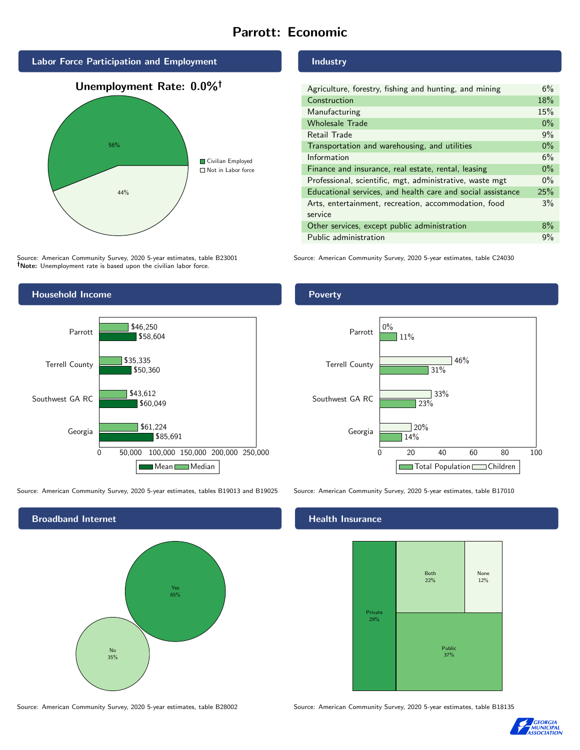# Parrott: Economic

## Labor Force Participation and Employment

**Unemployment Rate: 0.0%†**

| Category | Percent |
| --- | --- |
| Civilian Employed | 56% |
| Not in Labor force | 44% |

Source: American Community Survey, 2020 5-year estimates, table B23001
**†Note:** Unemployment rate is based upon the civilian labor force.

## Industry

| Industry | Percent |
| --- | --- |
| Agriculture, forestry, fishing and hunting, and mining | 6% |
| Construction | 18% |
| Manufacturing | 15% |
| Wholesale Trade | 0% |
| Retail Trade | 9% |
| Transportation and warehousing, and utilities | 0% |
| Information | 6% |
| Finance and insurance, real estate, rental, leasing | 0% |
| Professional, scientific, mgt, administrative, waste mgt | 0% |
| Educational services, and health care and social assistance | 25% |
| Arts, entertainment, recreation, accommodation, food service | 3% |
| Other services, except public administration | 8% |
| Public administration | 9% |

Source: American Community Survey, 2020 5-year estimates, table C24030

## Household Income

| | Median | Mean |
| --- | --- | --- |
| Parrott | $46,250 | $58,604 |
| Terrell County | $35,335 | $50,360 |
| Southwest GA RC | $43,612 | $60,049 |
| Georgia | $61,224 | $85,691 |

Source: American Community Survey, 2020 5-year estimates, tables B19013 and B19025

## Poverty

| | Children | Total Population |
| --- | --- | --- |
| Parrott | 0% | 11% |
| Terrell County | 46% | 31% |
| Southwest GA RC | 33% | 23% |
| Georgia | 20% | 14% |

Source: American Community Survey, 2020 5-year estimates, table B17010

## Broadband Internet

| Response | Percent |
| --- | --- |
| Yes | 65% |
| No | 35% |

Source: American Community Survey, 2020 5-year estimates, table B28002

## Health Insurance

| Type | Percent |
| --- | --- |
| Private | 29% |
| Both | 22% |
| None | 12% |
| Public | 37% |

Source: American Community Survey, 2020 5-year estimates, table B18135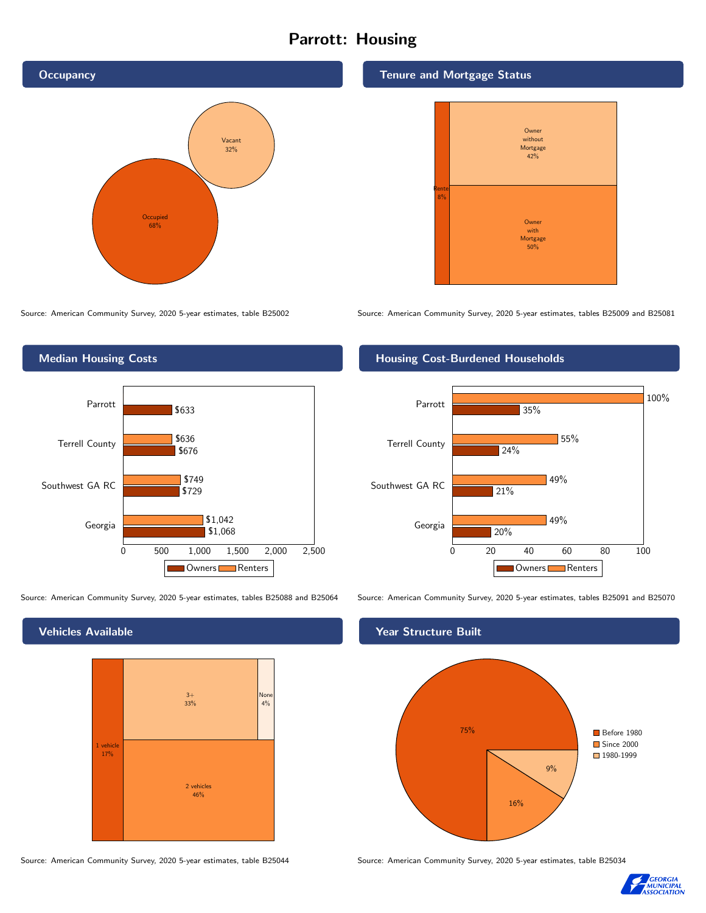# Parrott: Housing

## Occupancy

Vacant
32%

Occupied
68%

Source: American Community Survey, 2020 5-year estimates, table B25002

## Tenure and Mortgage Status

Renter
8%

Owner
without
Mortgage
42%

Owner
with
Mortgage
50%

Source: American Community Survey, 2020 5-year estimates, tables B25009 and B25081

## Median Housing Costs

Parrott
$633

Terrell County
$636
$676

Southwest GA RC
$749
$729

Georgia
$1,042
$1,068

0 500 1,000 1,500 2,000 2,500

Owners Renters

Source: American Community Survey, 2020 5-year estimates, tables B25088 and B25064

## Housing Cost-Burdened Households

Parrott
100%
35%

Terrell County
55%
24%

Southwest GA RC
49%
21%

Georgia
49%
20%

0 20 40 60 80 100

Owners Renters

Source: American Community Survey, 2020 5-year estimates, tables B25091 and B25070

## Vehicles Available

1 vehicle
17%

3+
33%

None
4%

2 vehicles
46%

Source: American Community Survey, 2020 5-year estimates, table B25044

## Year Structure Built

75%
16%
9%

Before 1980
Since 2000
1980-1999

Source: American Community Survey, 2020 5-year estimates, table B25034